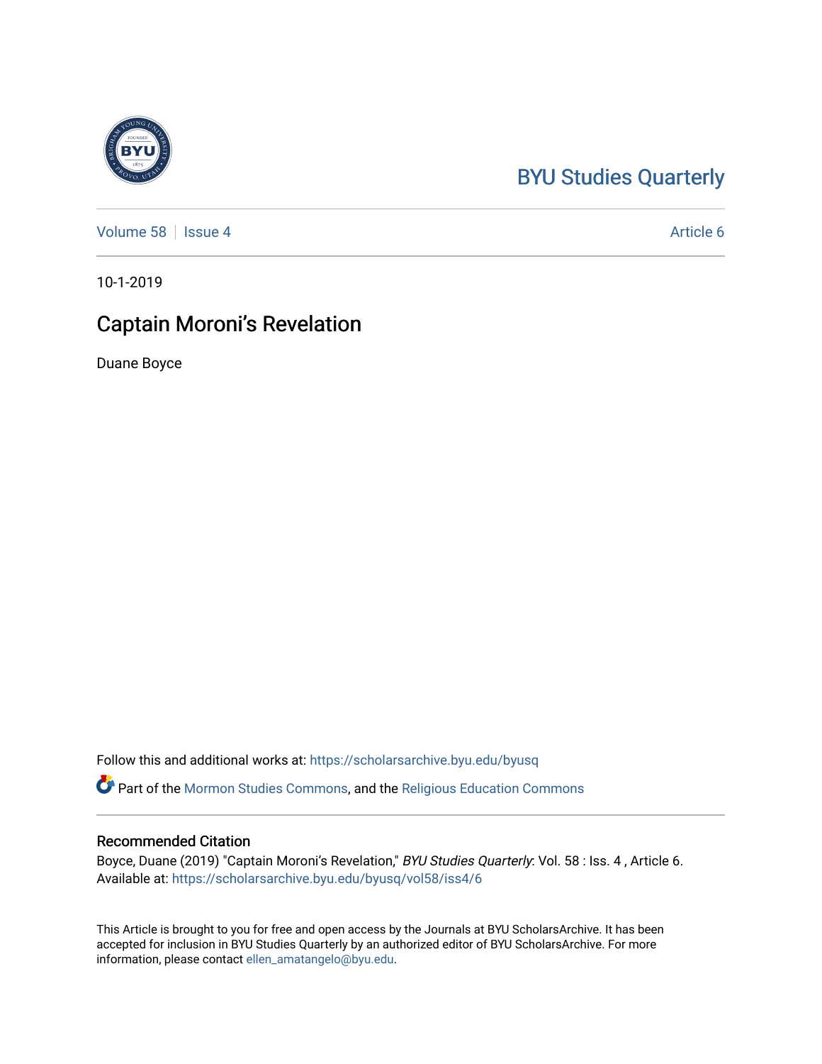BYU Studies Quarterly

Volume 58 | Issue 4 | Article 6

10-1-2019

# Captain Moroni's Revelation

Duane Boyce

Follow this and additional works at: https://scholarsarchive.byu.edu/byusq

Part of the Mormon Studies Commons, and the Religious Education Commons

## Recommended Citation

Boyce, Duane (2019) "Captain Moroni's Revelation," *BYU Studies Quarterly*: Vol. 58 : Iss. 4 , Article 6.
Available at: https://scholarsarchive.byu.edu/byusq/vol58/iss4/6

This Article is brought to you for free and open access by the Journals at BYU ScholarsArchive. It has been accepted for inclusion in BYU Studies Quarterly by an authorized editor of BYU ScholarsArchive. For more information, please contact ellen_amatangelo@byu.edu.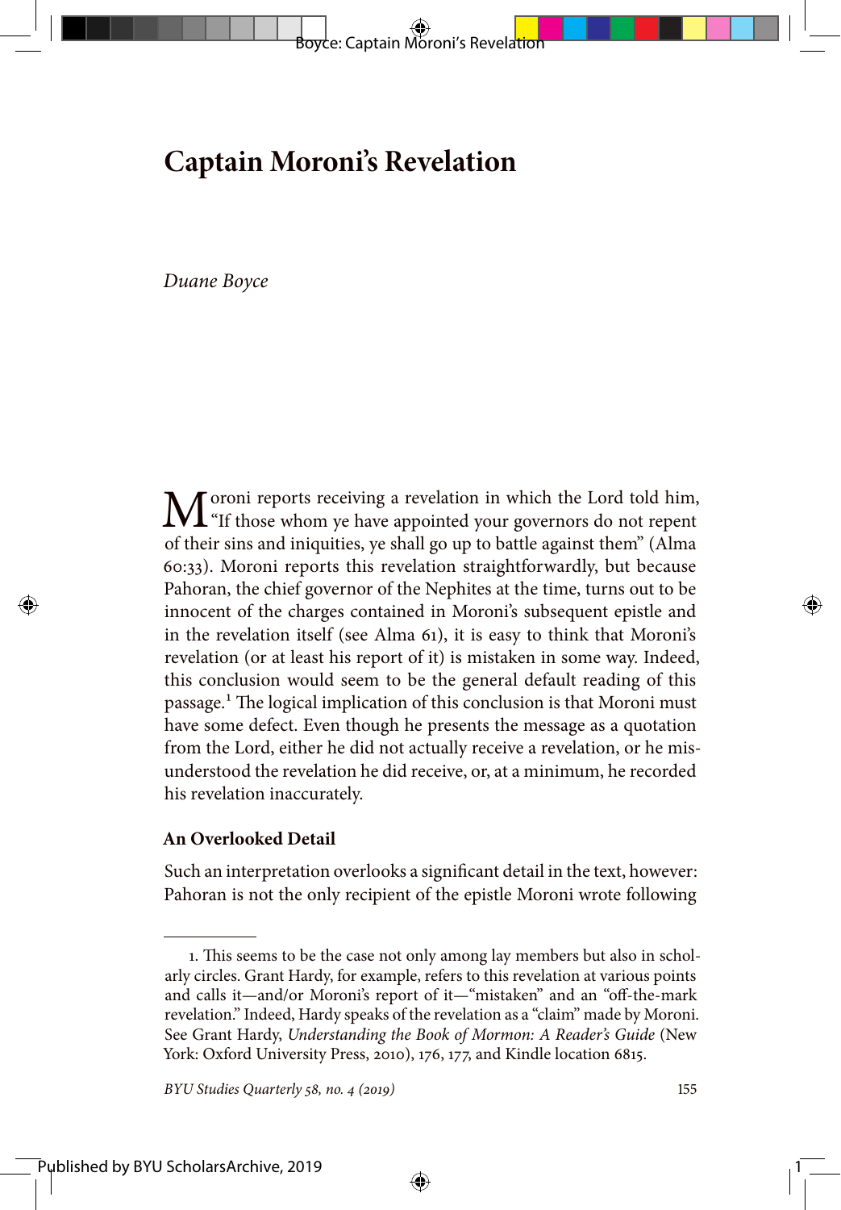# Captain Moroni's Revelation

*Duane Boyce*

Moroni reports receiving a revelation in which the Lord told him, "If those whom ye have appointed your governors do not repent of their sins and iniquities, ye shall go up to battle against them" (Alma 60:33). Moroni reports this revelation straightforwardly, but because Pahoran, the chief governor of the Nephites at the time, turns out to be innocent of the charges contained in Moroni's subsequent epistle and in the revelation itself (see Alma 61), it is easy to think that Moroni's revelation (or at least his report of it) is mistaken in some way. Indeed, this conclusion would seem to be the general default reading of this passage.[1] The logical implication of this conclusion is that Moroni must have some defect. Even though he presents the message as a quotation from the Lord, either he did not actually receive a revelation, or he misunderstood the revelation he did receive, or, at a minimum, he recorded his revelation inaccurately.

## An Overlooked Detail

Such an interpretation overlooks a significant detail in the text, however: Pahoran is not the only recipient of the epistle Moroni wrote following

---

1. This seems to be the case not only among lay members but also in scholarly circles. Grant Hardy, for example, refers to this revelation at various points and calls it—and/or Moroni's report of it—"mistaken" and an "off-the-mark revelation." Indeed, Hardy speaks of the revelation as a "claim" made by Moroni. See Grant Hardy, *Understanding the Book of Mormon: A Reader's Guide* (New York: Oxford University Press, 2010), 176, 177, and Kindle location 6815.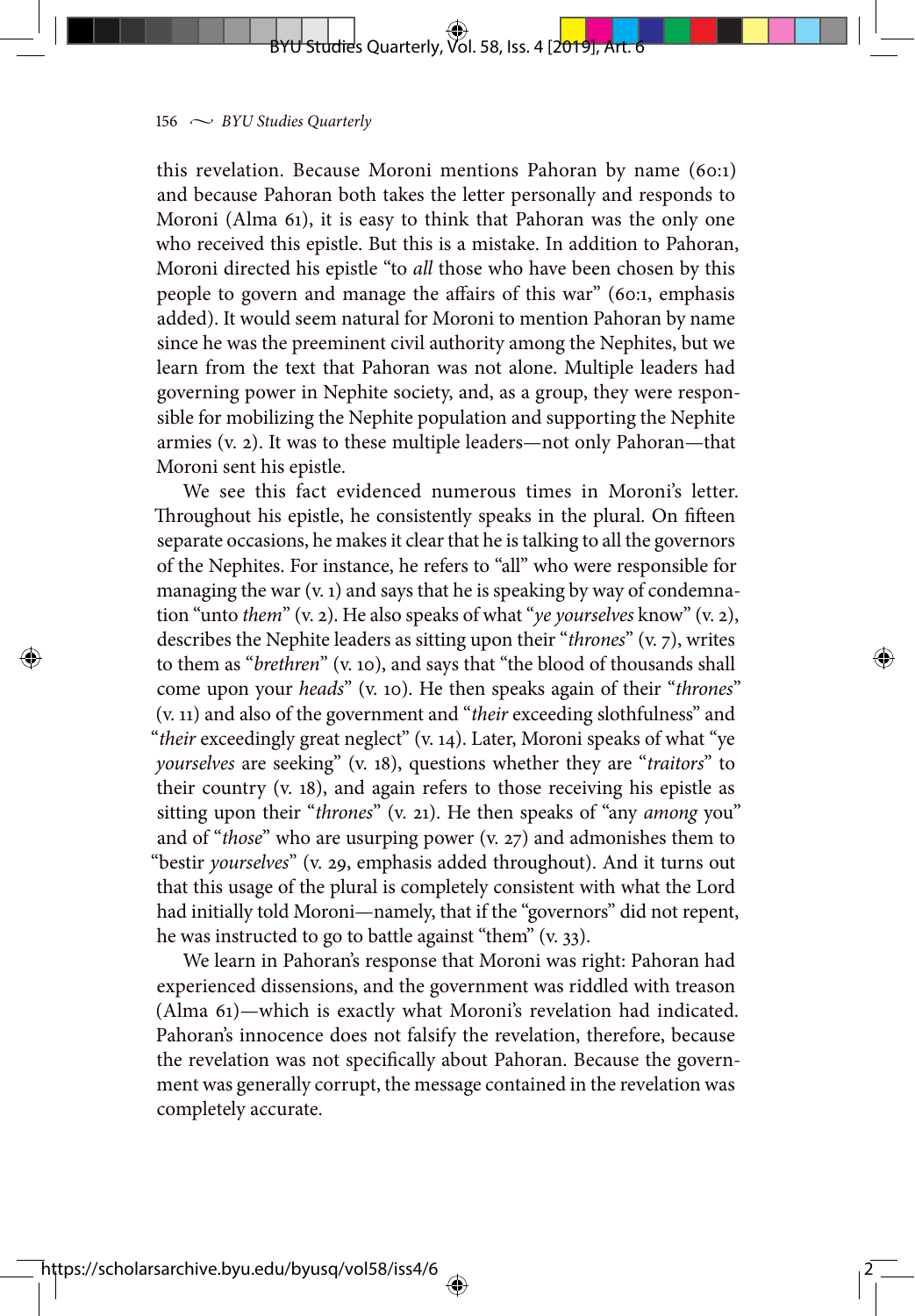this revelation. Because Moroni mentions Pahoran by name (60:1) and because Pahoran both takes the letter personally and responds to Moroni (Alma 61), it is easy to think that Pahoran was the only one who received this epistle. But this is a mistake. In addition to Pahoran, Moroni directed his epistle "to *all* those who have been chosen by this people to govern and manage the affairs of this war" (60:1, emphasis added). It would seem natural for Moroni to mention Pahoran by name since he was the preeminent civil authority among the Nephites, but we learn from the text that Pahoran was not alone. Multiple leaders had governing power in Nephite society, and, as a group, they were responsible for mobilizing the Nephite population and supporting the Nephite armies (v. 2). It was to these multiple leaders—not only Pahoran—that Moroni sent his epistle.

We see this fact evidenced numerous times in Moroni's letter. Throughout his epistle, he consistently speaks in the plural. On fifteen separate occasions, he makes it clear that he is talking to all the governors of the Nephites. For instance, he refers to "all" who were responsible for managing the war (v. 1) and says that he is speaking by way of condemnation "unto *them*" (v. 2). He also speaks of what "*ye yourselves* know" (v. 2), describes the Nephite leaders as sitting upon their "*thrones*" (v. 7), writes to them as "*brethren*" (v. 10), and says that "the blood of thousands shall come upon your *heads*" (v. 10). He then speaks again of their "*thrones*" (v. 11) and also of the government and "*their* exceeding slothfulness" and "*their* exceedingly great neglect" (v. 14). Later, Moroni speaks of what "ye *yourselves* are seeking" (v. 18), questions whether they are "*traitors*" to their country (v. 18), and again refers to those receiving his epistle as sitting upon their "*thrones*" (v. 21). He then speaks of "any *among* you" and of "*those*" who are usurping power (v. 27) and admonishes them to "bestir *yourselves*" (v. 29, emphasis added throughout). And it turns out that this usage of the plural is completely consistent with what the Lord had initially told Moroni—namely, that if the "governors" did not repent, he was instructed to go to battle against "them" (v. 33).

We learn in Pahoran's response that Moroni was right: Pahoran had experienced dissensions, and the government was riddled with treason (Alma 61)—which is exactly what Moroni's revelation had indicated. Pahoran's innocence does not falsify the revelation, therefore, because the revelation was not specifically about Pahoran. Because the government was generally corrupt, the message contained in the revelation was completely accurate.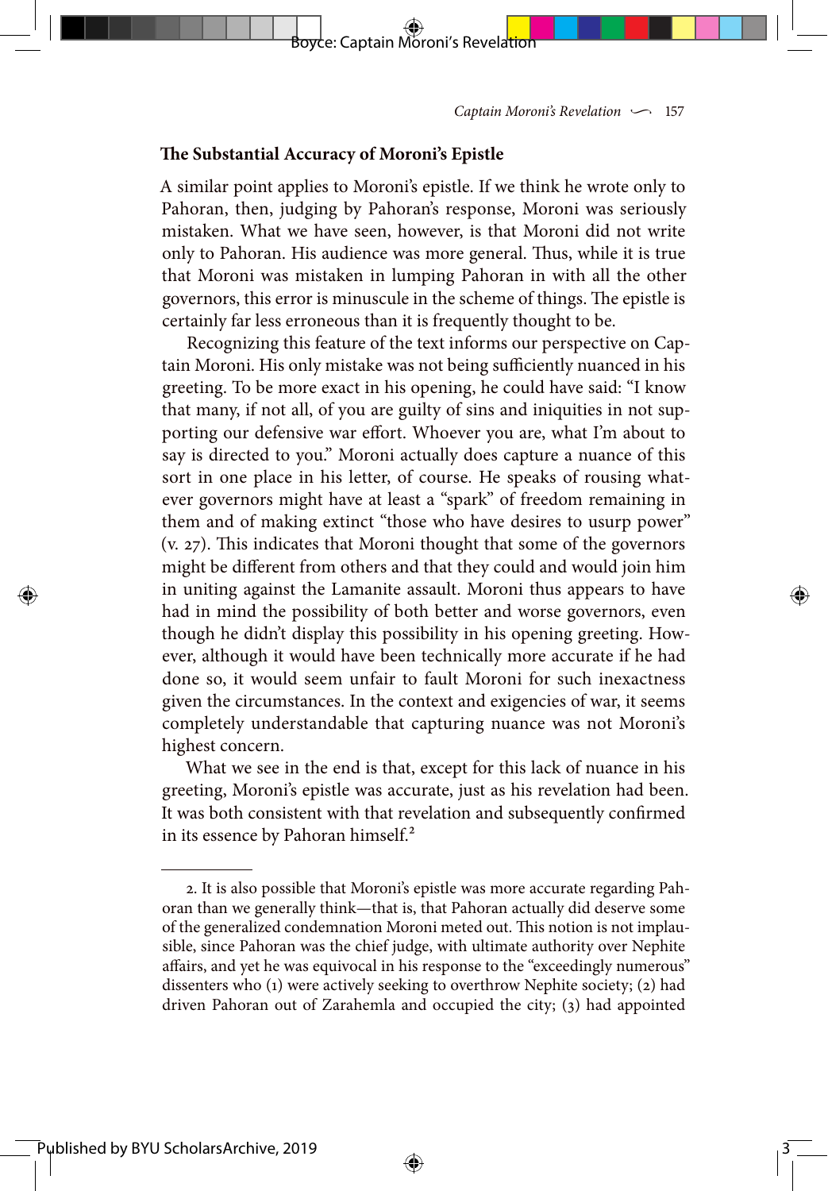## The Substantial Accuracy of Moroni's Epistle

A similar point applies to Moroni's epistle. If we think he wrote only to Pahoran, then, judging by Pahoran's response, Moroni was seriously mistaken. What we have seen, however, is that Moroni did not write only to Pahoran. His audience was more general. Thus, while it is true that Moroni was mistaken in lumping Pahoran in with all the other governors, this error is minuscule in the scheme of things. The epistle is certainly far less erroneous than it is frequently thought to be.

Recognizing this feature of the text informs our perspective on Captain Moroni. His only mistake was not being sufficiently nuanced in his greeting. To be more exact in his opening, he could have said: "I know that many, if not all, of you are guilty of sins and iniquities in not supporting our defensive war effort. Whoever you are, what I'm about to say is directed to you." Moroni actually does capture a nuance of this sort in one place in his letter, of course. He speaks of rousing whatever governors might have at least a "spark" of freedom remaining in them and of making extinct "those who have desires to usurp power" (v. 27). This indicates that Moroni thought that some of the governors might be different from others and that they could and would join him in uniting against the Lamanite assault. Moroni thus appears to have had in mind the possibility of both better and worse governors, even though he didn't display this possibility in his opening greeting. However, although it would have been technically more accurate if he had done so, it would seem unfair to fault Moroni for such inexactness given the circumstances. In the context and exigencies of war, it seems completely understandable that capturing nuance was not Moroni's highest concern.

What we see in the end is that, except for this lack of nuance in his greeting, Moroni's epistle was accurate, just as his revelation had been. It was both consistent with that revelation and subsequently confirmed in its essence by Pahoran himself.[2]

---

2. It is also possible that Moroni's epistle was more accurate regarding Pahoran than we generally think—that is, that Pahoran actually did deserve some of the generalized condemnation Moroni meted out. This notion is not implausible, since Pahoran was the chief judge, with ultimate authority over Nephite affairs, and yet he was equivocal in his response to the "exceedingly numerous" dissenters who (1) were actively seeking to overthrow Nephite society; (2) had driven Pahoran out of Zarahemla and occupied the city; (3) had appointed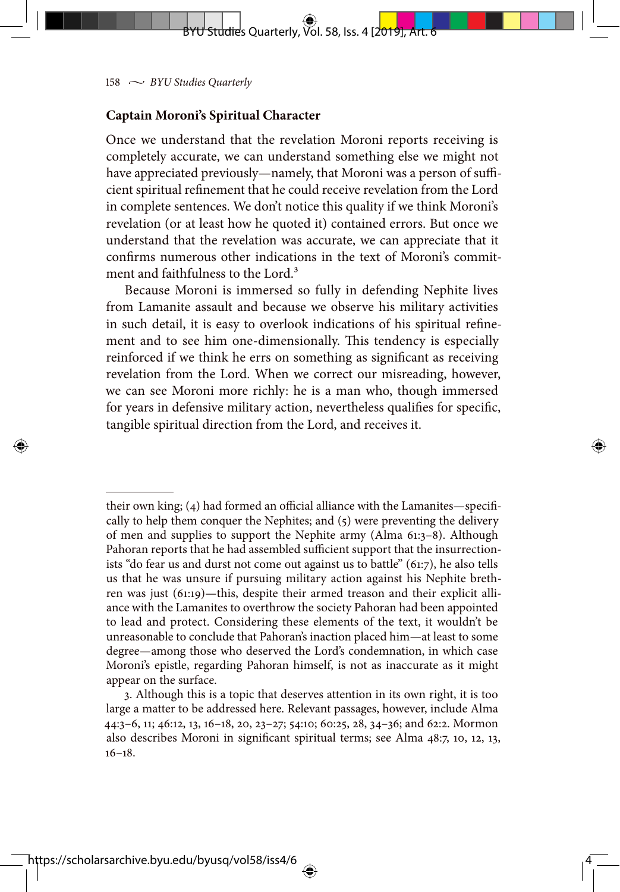## Captain Moroni's Spiritual Character

Once we understand that the revelation Moroni reports receiving is completely accurate, we can understand something else we might not have appreciated previously—namely, that Moroni was a person of sufficient spiritual refinement that he could receive revelation from the Lord in complete sentences. We don't notice this quality if we think Moroni's revelation (or at least how he quoted it) contained errors. But once we understand that the revelation was accurate, we can appreciate that it confirms numerous other indications in the text of Moroni's commitment and faithfulness to the Lord.[3]

Because Moroni is immersed so fully in defending Nephite lives from Lamanite assault and because we observe his military activities in such detail, it is easy to overlook indications of his spiritual refinement and to see him one-dimensionally. This tendency is especially reinforced if we think he errs on something as significant as receiving revelation from the Lord. When we correct our misreading, however, we can see Moroni more richly: he is a man who, though immersed for years in defensive military action, nevertheless qualifies for specific, tangible spiritual direction from the Lord, and receives it.

---

their own king; (4) had formed an official alliance with the Lamanites—specifically to help them conquer the Nephites; and (5) were preventing the delivery of men and supplies to support the Nephite army (Alma 61:3–8). Although Pahoran reports that he had assembled sufficient support that the insurrectionists "do fear us and durst not come out against us to battle" (61:7), he also tells us that he was unsure if pursuing military action against his Nephite brethren was just (61:19)—this, despite their armed treason and their explicit alliance with the Lamanites to overthrow the society Pahoran had been appointed to lead and protect. Considering these elements of the text, it wouldn't be unreasonable to conclude that Pahoran's inaction placed him—at least to some degree—among those who deserved the Lord's condemnation, in which case Moroni's epistle, regarding Pahoran himself, is not as inaccurate as it might appear on the surface.

3. Although this is a topic that deserves attention in its own right, it is too large a matter to be addressed here. Relevant passages, however, include Alma 44:3–6, 11; 46:12, 13, 16–18, 20, 23–27; 54:10; 60:25, 28, 34–36; and 62:2. Mormon also describes Moroni in significant spiritual terms; see Alma 48:7, 10, 12, 13, 16–18.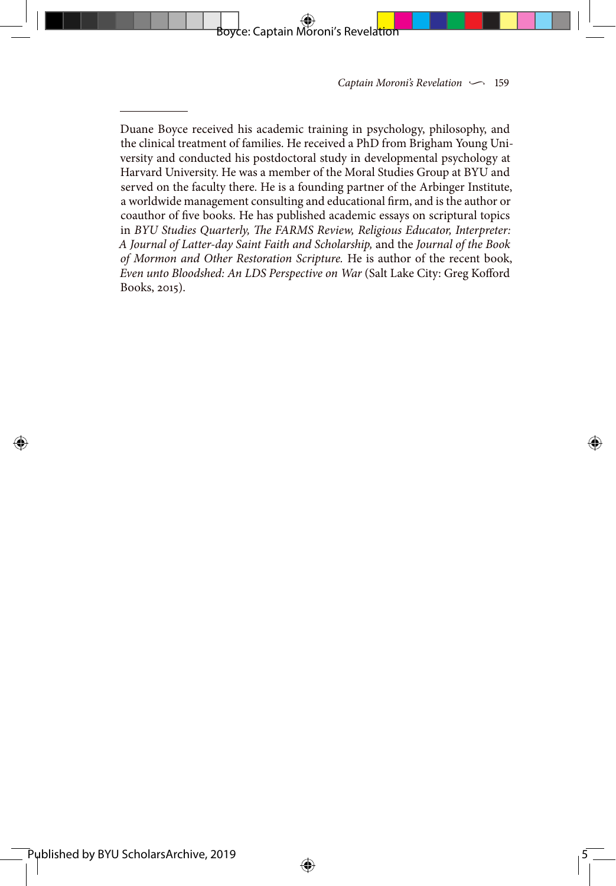---

Duane Boyce received his academic training in psychology, philosophy, and the clinical treatment of families. He received a PhD from Brigham Young University and conducted his postdoctoral study in developmental psychology at Harvard University. He was a member of the Moral Studies Group at BYU and served on the faculty there. He is a founding partner of the Arbinger Institute, a worldwide management consulting and educational firm, and is the author or coauthor of five books. He has published academic essays on scriptural topics in *BYU Studies Quarterly, The FARMS Review, Religious Educator, Interpreter: A Journal of Latter-day Saint Faith and Scholarship*, and the *Journal of the Book of Mormon and Other Restoration Scripture.* He is author of the recent book, *Even unto Bloodshed: An LDS Perspective on War* (Salt Lake City: Greg Kofford Books, 2015).